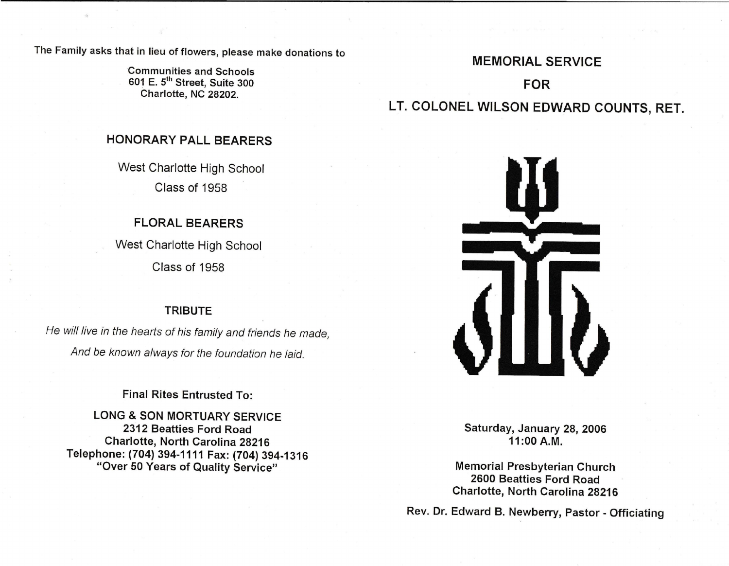The Family asks that in lieu of flowers, please make donations to

Communities and Schools
601 E. 5th Street, Suite 300
Charlotte, NC 28202.

## HONORARY PALL BEARERS

West Charlotte High School
Class of 1958

## FLORAL BEARERS

West Charlotte High School
Class of 1958

## TRIBUTE

*He will live in the hearts of his family and friends he made,*
*And be known always for the foundation he laid.*

**Final Rites Entrusted To:**

**LONG & SON MORTUARY SERVICE**
**2312 Beatties Ford Road**
**Charlotte, North Carolina 28216**
**Telephone: (704) 394-1111 Fax: (704) 394-1316**
**"Over 50 Years of Quality Service"**

# MEMORIAL SERVICE FOR LT. COLONEL WILSON EDWARD COUNTS, RET.

**Saturday, January 28, 2006**
**11:00 A.M.**

**Memorial Presbyterian Church**
**2600 Beatties Ford Road**
**Charlotte, North Carolina 28216**

**Rev. Dr. Edward B. Newberry, Pastor - Officiating**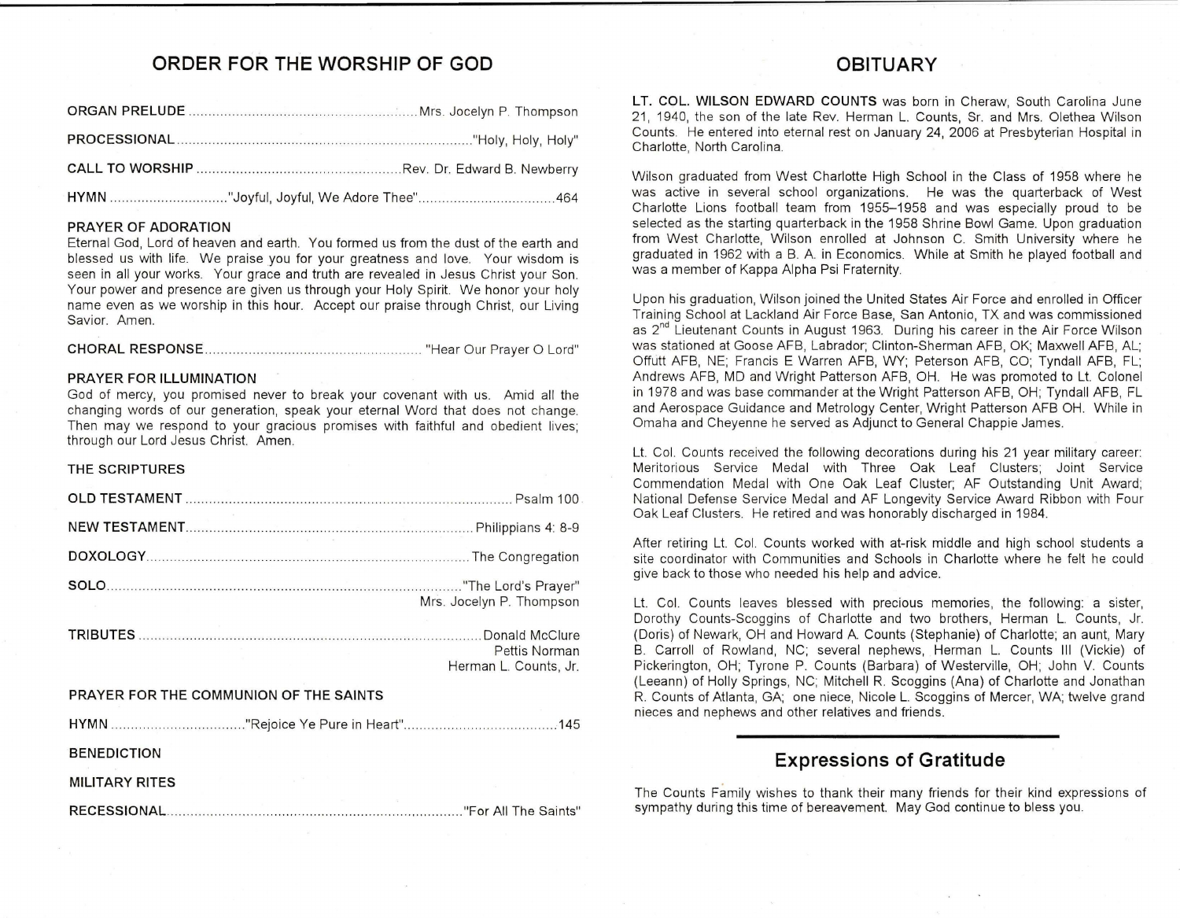## ORDER FOR THE WORSHIP OF GOD

**ORGAN PRELUDE** ........ Mrs. Jocelyn P. Thompson

**PROCESSIONAL** ........ "Holy, Holy, Holy"

**CALL TO WORSHIP** ........ Rev. Dr. Edward B. Newberry

**HYMN** ........ "Joyful, Joyful, We Adore Thee" ........ 464

**PRAYER OF ADORATION**
Eternal God, Lord of heaven and earth. You formed us from the dust of the earth and blessed us with life. We praise you for your greatness and love. Your wisdom is seen in all your works. Your grace and truth are revealed in Jesus Christ your Son. Your power and presence are given us through your Holy Spirit. We honor your holy name even as we worship in this hour. Accept our praise through Christ, our Living Savior. Amen.

**CHORAL RESPONSE** ........ "Hear Our Prayer O Lord"

**PRAYER FOR ILLUMINATION**
God of mercy, you promised never to break your covenant with us. Amid all the changing words of our generation, speak your eternal Word that does not change. Then may we respond to your gracious promises with faithful and obedient lives; through our Lord Jesus Christ. Amen.

**THE SCRIPTURES**

**OLD TESTAMENT** ........ Psalm 100

**NEW TESTAMENT** ........ Philippians 4: 8-9

**DOXOLOGY** ........ The Congregation

**SOLO** ........ "The Lord's Prayer"
Mrs. Jocelyn P. Thompson

**TRIBUTES** ........ Donald McClure
Pettis Norman
Herman L. Counts, Jr.

**PRAYER FOR THE COMMUNION OF THE SAINTS**

**HYMN** ........ "Rejoice Ye Pure in Heart" ........ 145

**BENEDICTION**

**MILITARY RITES**

**RECESSIONAL** ........ "For All The Saints"

## OBITUARY

**LT. COL. WILSON EDWARD COUNTS** was born in Cheraw, South Carolina June 21, 1940, the son of the late Rev. Herman L. Counts, Sr. and Mrs. Olethea Wilson Counts. He entered into eternal rest on January 24, 2006 at Presbyterian Hospital in Charlotte, North Carolina.

Wilson graduated from West Charlotte High School in the Class of 1958 where he was active in several school organizations. He was the quarterback of West Charlotte Lions football team from 1955–1958 and was especially proud to be selected as the starting quarterback in the 1958 Shrine Bowl Game. Upon graduation from West Charlotte, Wilson enrolled at Johnson C. Smith University where he graduated in 1962 with a B. A. in Economics. While at Smith he played football and was a member of Kappa Alpha Psi Fraternity.

Upon his graduation, Wilson joined the United States Air Force and enrolled in Officer Training School at Lackland Air Force Base, San Antonio, TX and was commissioned as 2nd Lieutenant Counts in August 1963. During his career in the Air Force Wilson was stationed at Goose AFB, Labrador; Clinton-Sherman AFB, OK; Maxwell AFB, AL; Offutt AFB, NE; Francis E Warren AFB, WY; Peterson AFB, CO; Tyndall AFB, FL; Andrews AFB, MD and Wright Patterson AFB, OH. He was promoted to Lt. Colonel in 1978 and was base commander at the Wright Patterson AFB, OH; Tyndall AFB, FL and Aerospace Guidance and Metrology Center, Wright Patterson AFB OH. While in Omaha and Cheyenne he served as Adjunct to General Chappie James.

Lt. Col. Counts received the following decorations during his 21 year military career: Meritorious Service Medal with Three Oak Leaf Clusters; Joint Service Commendation Medal with One Oak Leaf Cluster; AF Outstanding Unit Award; National Defense Service Medal and AF Longevity Service Award Ribbon with Four Oak Leaf Clusters. He retired and was honorably discharged in 1984.

After retiring Lt. Col. Counts worked with at-risk middle and high school students a site coordinator with Communities and Schools in Charlotte where he felt he could give back to those who needed his help and advice.

Lt. Col. Counts leaves blessed with precious memories, the following: a sister, Dorothy Counts-Scoggins of Charlotte and two brothers, Herman L. Counts, Jr. (Doris) of Newark, OH and Howard A. Counts (Stephanie) of Charlotte; an aunt, Mary B. Carroll of Rowland, NC; several nephews, Herman L. Counts III (Vickie) of Pickerington, OH; Tyrone P. Counts (Barbara) of Westerville, OH; John V. Counts (Leeann) of Holly Springs, NC; Mitchell R. Scoggins (Ana) of Charlotte and Jonathan R. Counts of Atlanta, GA; one niece, Nicole L. Scoggins of Mercer, WA; twelve grand nieces and nephews and other relatives and friends.

## Expressions of Gratitude

The Counts Family wishes to thank their many friends for their kind expressions of sympathy during this time of bereavement. May God continue to bless you.